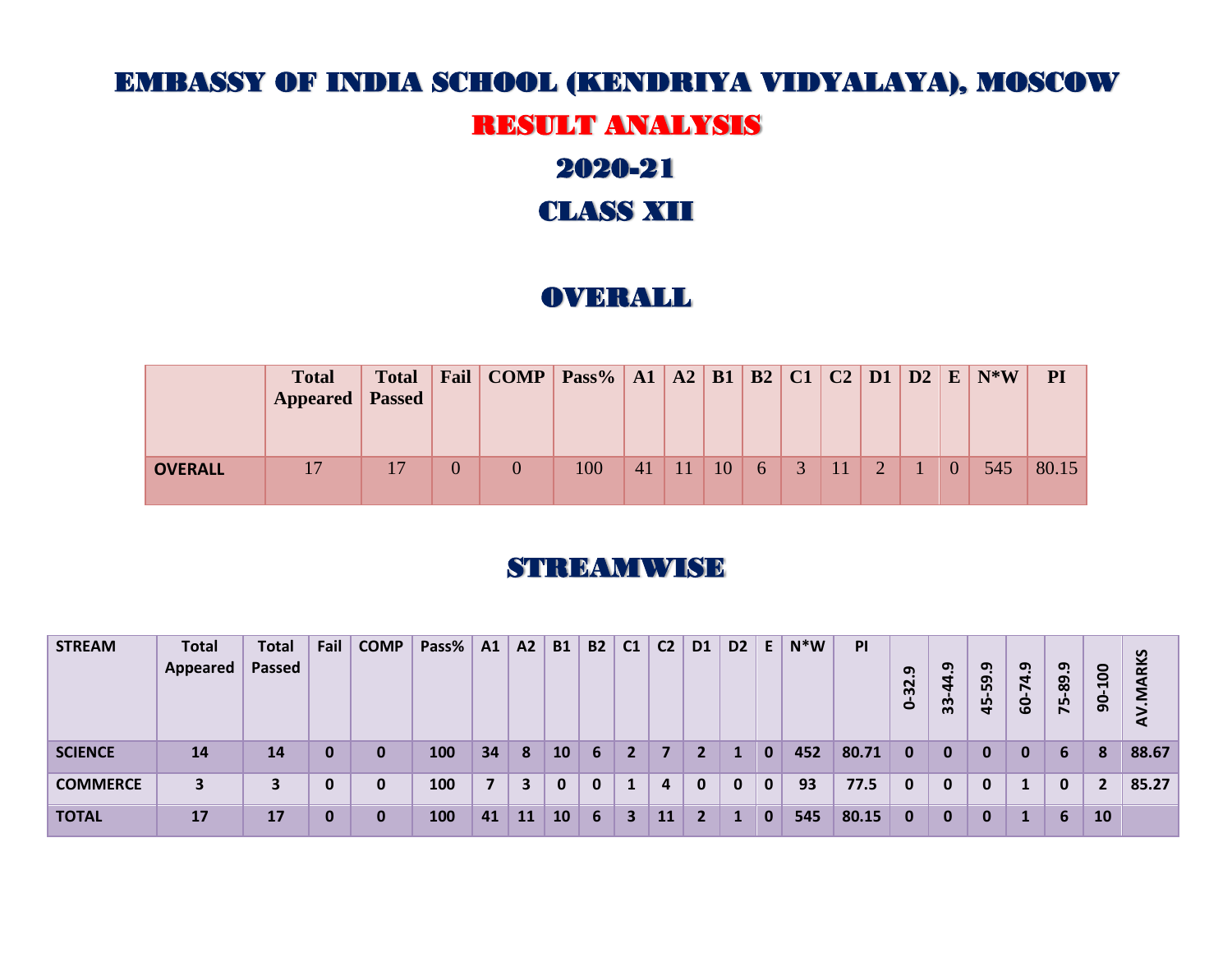# EMBASSY OF INDIA SCHOOL (KENDRIYA VIDYALAYA), MOSCOW

## RESULT ANALYSIS

## 2020-21

## CLASS XII

## OVERALL

| | Total Appeared | Total Passed | Fail | COMP | Pass% | A1 | A2 | B1 | B2 | C1 | C2 | D1 | D2 | E | N*W | PI |
|---|---|---|---|---|---|---|---|---|---|---|---|---|---|---|---|---|
| **OVERALL** | 17 | 17 | 0 | 0 | 100 | 41 | 11 | 10 | 6 | 3 | 11 | 2 | 1 | 0 | 545 | 80.15 |

## STREAMWISE

| STREAM | Total Appeared | Total Passed | Fail | COMP | Pass% | A1 | A2 | B1 | B2 | C1 | C2 | D1 | D2 | E | N*W | PI | 0-32.9 | 33-44.9 | 45-59.9 | 60-74.9 | 75-89.9 | 90-100 | AV.MARKS |
|---|---|---|---|---|---|---|---|---|---|---|---|---|---|---|---|---|---|---|---|---|---|---|---|
| **SCIENCE** | **14** | **14** | **0** | **0** | **100** | **34** | **8** | **10** | **6** | **2** | **7** | **2** | **1** | **0** | **452** | **80.71** | **0** | **0** | **0** | **0** | **6** | **8** | **88.67** |
| **COMMERCE** | **3** | **3** | **0** | **0** | **100** | **7** | **3** | **0** | **0** | **1** | **4** | **0** | **0** | **0** | **93** | **77.5** | **0** | **0** | **0** | **1** | **0** | **2** | **85.27** |
| **TOTAL** | **17** | **17** | **0** | **0** | **100** | **41** | **11** | **10** | **6** | **3** | **11** | **2** | **1** | **0** | **545** | **80.15** | **0** | **0** | **0** | **1** | **6** | **10** | |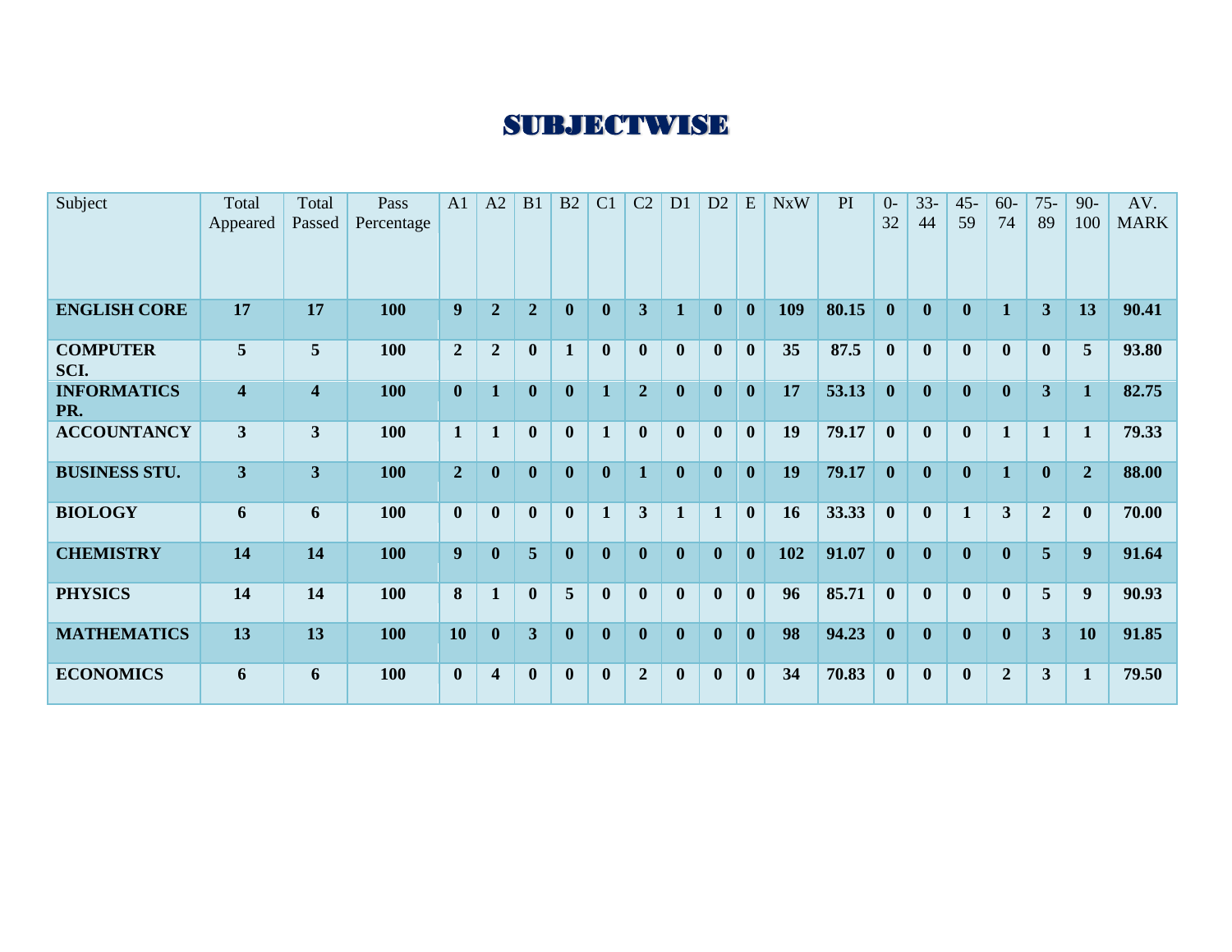# SUBJECTWISE

| Subject | Total Appeared | Total Passed | Pass Percentage | A1 | A2 | B1 | B2 | C1 | C2 | D1 | D2 | E | NxW | PI | 0-32 | 33-44 | 45-59 | 60-74 | 75-89 | 90-100 | AV. MARK |
|---|---|---|---|---|---|---|---|---|---|---|---|---|---|---|---|---|---|---|---|---|---|
| **ENGLISH CORE** | **17** | **17** | **100** | **9** | **2** | **2** | **0** | **0** | **3** | **1** | **0** | **0** | **109** | **80.15** | **0** | **0** | **0** | **1** | **3** | **13** | **90.41** |
| **COMPUTER SCI.** | **5** | **5** | **100** | **2** | **2** | **0** | **1** | **0** | **0** | **0** | **0** | **0** | **35** | **87.5** | **0** | **0** | **0** | **0** | **0** | **5** | **93.80** |
| **INFORMATICS PR.** | **4** | **4** | **100** | **0** | **1** | **0** | **0** | **1** | **2** | **0** | **0** | **0** | **17** | **53.13** | **0** | **0** | **0** | **0** | **3** | **1** | **82.75** |
| **ACCOUNTANCY** | **3** | **3** | **100** | **1** | **1** | **0** | **0** | **1** | **0** | **0** | **0** | **0** | **19** | **79.17** | **0** | **0** | **0** | **1** | **1** | **1** | **79.33** |
| **BUSINESS STU.** | **3** | **3** | **100** | **2** | **0** | **0** | **0** | **0** | **1** | **0** | **0** | **0** | **19** | **79.17** | **0** | **0** | **0** | **1** | **0** | **2** | **88.00** |
| **BIOLOGY** | **6** | **6** | **100** | **0** | **0** | **0** | **0** | **1** | **3** | **1** | **1** | **0** | **16** | **33.33** | **0** | **0** | **1** | **3** | **2** | **0** | **70.00** |
| **CHEMISTRY** | **14** | **14** | **100** | **9** | **0** | **5** | **0** | **0** | **0** | **0** | **0** | **0** | **102** | **91.07** | **0** | **0** | **0** | **0** | **5** | **9** | **91.64** |
| **PHYSICS** | **14** | **14** | **100** | **8** | **1** | **0** | **5** | **0** | **0** | **0** | **0** | **0** | **96** | **85.71** | **0** | **0** | **0** | **0** | **5** | **9** | **90.93** |
| **MATHEMATICS** | **13** | **13** | **100** | **10** | **0** | **3** | **0** | **0** | **0** | **0** | **0** | **0** | **98** | **94.23** | **0** | **0** | **0** | **0** | **3** | **10** | **91.85** |
| **ECONOMICS** | **6** | **6** | **100** | **0** | **4** | **0** | **0** | **0** | **2** | **0** | **0** | **0** | **34** | **70.83** | **0** | **0** | **0** | **2** | **3** | **1** | **79.50** |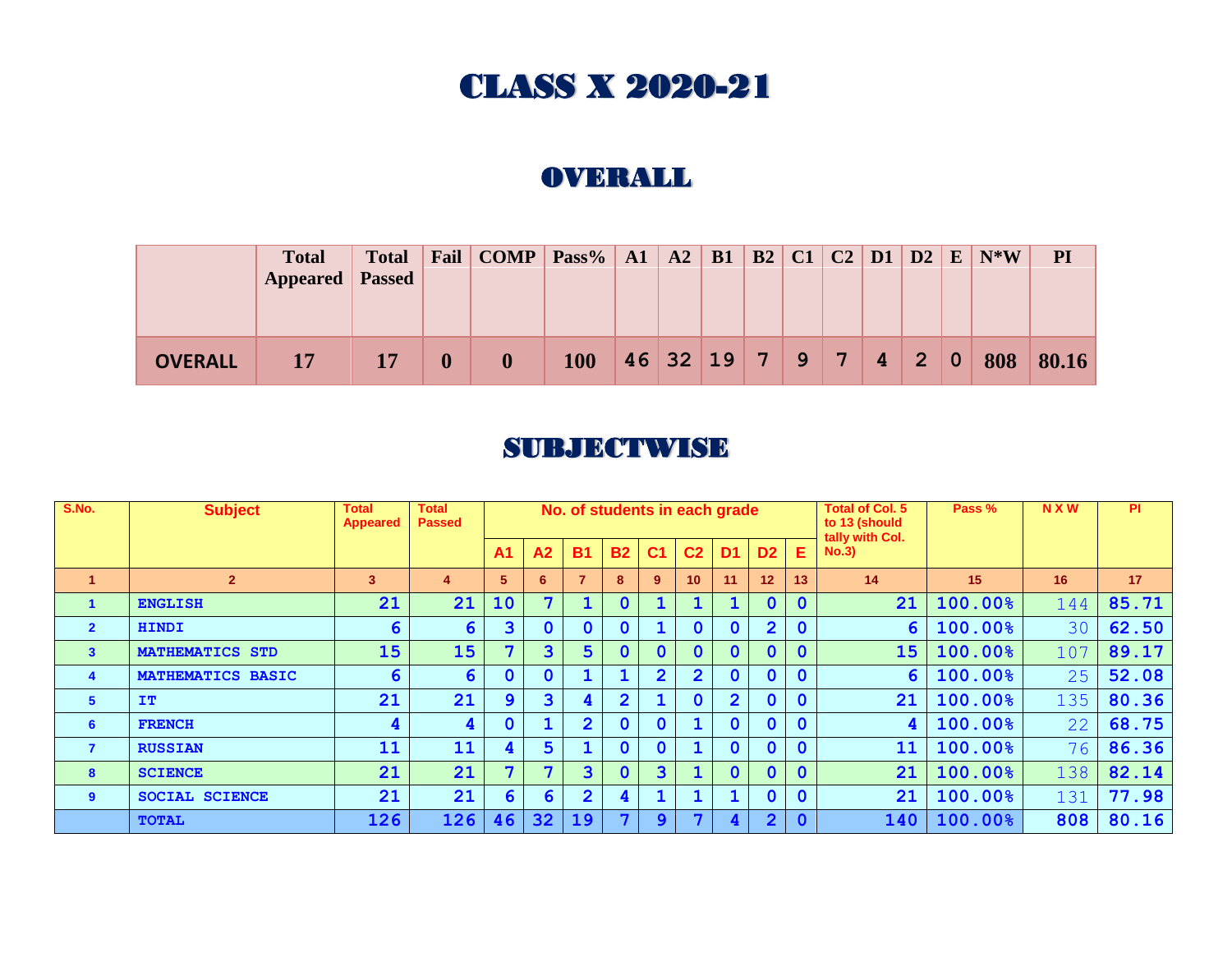# CLASS X 2020-21

## OVERALL

| | Total Appeared | Total Passed | Fail | COMP | Pass% | A1 | A2 | B1 | B2 | C1 | C2 | D1 | D2 | E | N*W | PI |
|---|---|---|---|---|---|---|---|---|---|---|---|---|---|---|---|---|
| **OVERALL** | 17 | 17 | 0 | 0 | 100 | 46 | 32 | 19 | 7 | 9 | 7 | 4 | 2 | 0 | 808 | 80.16 |

## SUBJECTWISE

| S.No. | Subject | Total Appeared | Total Passed | No. of students in each grade | | | | | | | | | Total of Col. 5 to 13 (should tally with Col. No.3) | Pass % | N X W | PI |
|---|---|---|---|---|---|---|---|---|---|---|---|---|---|---|---|---|
| | | | | A1 | A2 | B1 | B2 | C1 | C2 | D1 | D2 | E | | | | |
| 1 | 2 | 3 | 4 | 5 | 6 | 7 | 8 | 9 | 10 | 11 | 12 | 13 | 14 | 15 | 16 | 17 |
| 1 | ENGLISH | 21 | 21 | 10 | 7 | 1 | 0 | 1 | 1 | 1 | 0 | 0 | 21 | 100.00% | 144 | 85.71 |
| 2 | HINDI | 6 | 6 | 3 | 0 | 0 | 0 | 1 | 0 | 0 | 2 | 0 | 6 | 100.00% | 30 | 62.50 |
| 3 | MATHEMATICS STD | 15 | 15 | 7 | 3 | 5 | 0 | 0 | 0 | 0 | 0 | 0 | 15 | 100.00% | 107 | 89.17 |
| 4 | MATHEMATICS BASIC | 6 | 6 | 0 | 0 | 1 | 1 | 2 | 2 | 0 | 0 | 0 | 6 | 100.00% | 25 | 52.08 |
| 5 | IT | 21 | 21 | 9 | 3 | 4 | 2 | 1 | 0 | 2 | 0 | 0 | 21 | 100.00% | 135 | 80.36 |
| 6 | FRENCH | 4 | 4 | 0 | 1 | 2 | 0 | 0 | 1 | 0 | 0 | 0 | 4 | 100.00% | 22 | 68.75 |
| 7 | RUSSIAN | 11 | 11 | 4 | 5 | 1 | 0 | 0 | 1 | 0 | 0 | 0 | 11 | 100.00% | 76 | 86.36 |
| 8 | SCIENCE | 21 | 21 | 7 | 7 | 3 | 0 | 3 | 1 | 0 | 0 | 0 | 21 | 100.00% | 138 | 82.14 |
| 9 | SOCIAL SCIENCE | 21 | 21 | 6 | 6 | 2 | 4 | 1 | 1 | 1 | 0 | 0 | 21 | 100.00% | 131 | 77.98 |
| | TOTAL | 126 | 126 | 46 | 32 | 19 | 7 | 9 | 7 | 4 | 2 | 0 | 140 | 100.00% | 808 | 80.16 |